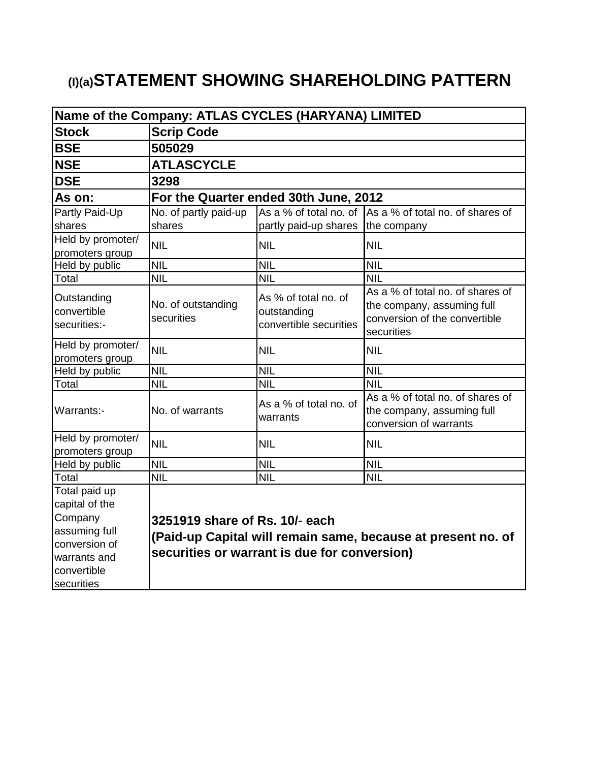# (I)(a)STATEMENT SHOWING SHAREHOLDING PATTERN

| Name of the Company: ATLAS CYCLES (HARYANA) LIMITED | | | |
|---|---|---|---|
| **Stock** | **Scrip Code** | | |
| **BSE** | **505029** | | |
| **NSE** | **ATLASCYCLE** | | |
| **DSE** | **3298** | | |
| **As on:** | **For the Quarter ended 30th June, 2012** | | |
| Partly Paid-Up shares | No. of partly paid-up shares | As a % of total no. of partly paid-up shares | As a % of total no. of shares of the company |
| Held by promoter/ promoters group | NIL | NIL | NIL |
| Held by public | NIL | NIL | NIL |
| Total | NIL | NIL | NIL |
| Outstanding convertible securities:- | No. of outstanding securities | As % of total no. of outstanding convertible securities | As a % of total no. of shares of the company, assuming full conversion of the convertible securities |
| Held by promoter/ promoters group | NIL | NIL | NIL |
| Held by public | NIL | NIL | NIL |
| Total | NIL | NIL | NIL |
| Warrants:- | No. of warrants | As a % of total no. of warrants | As a % of total no. of shares of the company, assuming full conversion of warrants |
| Held by promoter/ promoters group | NIL | NIL | NIL |
| Held by public | NIL | NIL | NIL |
| Total | NIL | NIL | NIL |
| Total paid up capital of the Company assuming full conversion of warrants and convertible securities | **3251919 share of Rs. 10/- each (Paid-up Capital will remain same, because at present no. of securities or warrant is due for conversion)** | | |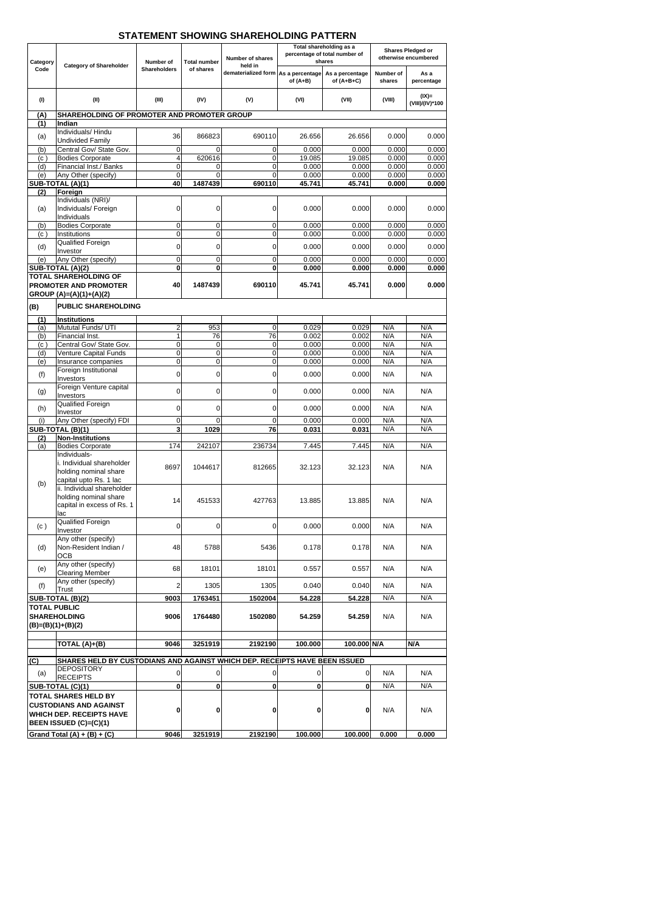# STATEMENT SHOWING SHAREHOLDING PATTERN

| Category Code | Category of Shareholder | Number of Shareholders | Total number of shares | Number of shares held in dematerialized form | Total shareholding as a percentage of total number of shares | | Shares Pledged or otherwise encumbered | |
|---|---|---|---|---|---|---|---|---|
| | | | | | As a percentage of (A+B) | As a percentage of (A+B+C) | Number of shares | As a percentage |
| (I) | (II) | (III) | (IV) | (V) | (VI) | (VII) | (VIII) | (IX)= (VIII)/(IV)*100 |
| **(A)** | **SHAREHOLDING OF PROMOTER AND PROMOTER GROUP** | | | | | | | |
| **(1)** | **Indian** | | | | | | | |
| (a) | Individuals/ Hindu Undivided Family | 36 | 866823 | 690110 | 26.656 | 26.656 | 0.000 | 0.000 |
| (b) | Central Gov/ State Gov. | 0 | 0 | 0 | 0.000 | 0.000 | 0.000 | 0.000 |
| (c ) | Bodies Corporate | 4 | 620616 | 0 | 19.085 | 19.085 | 0.000 | 0.000 |
| (d) | Financial Inst./ Banks | 0 | 0 | 0 | 0.000 | 0.000 | 0.000 | 0.000 |
| (e) | Any Other (specify) | 0 | 0 | 0 | 0.000 | 0.000 | 0.000 | 0.000 |
| **SUB-TOTAL (A)(1)** | | **40** | **1487439** | **690110** | **45.741** | **45.741** | **0.000** | **0.000** |
| **(2)** | **Foreign** | | | | | | | |
| (a) | Individuals (NRI)/ Individuals/ Foreign Individuals | 0 | 0 | 0 | 0.000 | 0.000 | 0.000 | 0.000 |
| (b) | Bodies Corporate | 0 | 0 | 0 | 0.000 | 0.000 | 0.000 | 0.000 |
| (c ) | Institutions | 0 | 0 | 0 | 0.000 | 0.000 | 0.000 | 0.000 |
| (d) | Qualified Foreign Investor | 0 | 0 | 0 | 0.000 | 0.000 | 0.000 | 0.000 |
| (e) | Any Other (specify) | 0 | 0 | 0 | 0.000 | 0.000 | 0.000 | 0.000 |
| **SUB-TOTAL (A)(2)** | | **0** | **0** | **0** | **0.000** | **0.000** | **0.000** | **0.000** |
| **TOTAL SHAREHOLDING OF PROMOTER AND PROMOTER GROUP (A)=(A)(1)+(A)(2)** | | **40** | **1487439** | **690110** | **45.741** | **45.741** | **0.000** | **0.000** |
| **(B)** | **PUBLIC SHAREHOLDING** | | | | | | | |
| **(1)** | **Institutions** | | | | | | | |
| (a) | Mututal Funds/ UTI | 2 | 953 | 0 | 0.029 | 0.029 | N/A | N/A |
| (b) | Financial Inst. | 1 | 76 | 76 | 0.002 | 0.002 | N/A | N/A |
| (c ) | Central Gov/ State Gov. | 0 | 0 | 0 | 0.000 | 0.000 | N/A | N/A |
| (d) | Venture Capital Funds | 0 | 0 | 0 | 0.000 | 0.000 | N/A | N/A |
| (e) | Insurance companies | 0 | 0 | 0 | 0.000 | 0.000 | N/A | N/A |
| (f) | Foreign Institutional Investors | 0 | 0 | 0 | 0.000 | 0.000 | N/A | N/A |
| (g) | Foreign Venture capital Investors | 0 | 0 | 0 | 0.000 | 0.000 | N/A | N/A |
| (h) | Qualified Foreign Investor | 0 | 0 | 0 | 0.000 | 0.000 | N/A | N/A |
| (i) | Any Other (specify) FDI | 0 | 0 | 0 | 0.000 | 0.000 | N/A | N/A |
| **SUB-TOTAL (B)(1)** | | **3** | **1029** | **76** | **0.031** | **0.031** | N/A | N/A |
| **(2)** | **Non-Institutions** | | | | | | | |
| (a) | Bodies Corporate | 174 | 242107 | 236734 | 7.445 | 7.445 | N/A | N/A |
| (b) | Individuals- i. Individual shareholder holding nominal share capital upto Rs. 1 lac | 8697 | 1044617 | 812665 | 32.123 | 32.123 | N/A | N/A |
| | ii. Individual shareholder holding nominal share capital in excess of Rs. 1 lac | 14 | 451533 | 427763 | 13.885 | 13.885 | N/A | N/A |
| (c ) | Qualified Foreign Investor | 0 | 0 | 0 | 0.000 | 0.000 | N/A | N/A |
| (d) | Any other (specify) Non-Resident Indian / OCB | 48 | 5788 | 5436 | 0.178 | 0.178 | N/A | N/A |
| (e) | Any other (specify) Clearing Member | 68 | 18101 | 18101 | 0.557 | 0.557 | N/A | N/A |
| (f) | Any other (specify) Trust | 2 | 1305 | 1305 | 0.040 | 0.040 | N/A | N/A |
| **SUB-TOTAL (B)(2)** | | **9003** | **1763451** | **1502004** | **54.228** | **54.228** | N/A | N/A |
| **TOTAL PUBLIC SHAREHOLDING (B)=(B)(1)+(B)(2)** | | **9006** | **1764480** | **1502080** | **54.259** | **54.259** | N/A | N/A |
| | **TOTAL (A)+(B)** | **9046** | **3251919** | **2192190** | **100.000** | **100.000** | **N/A** | **N/A** |
| **(C)** | **SHARES HELD BY CUSTODIANS AND AGAINST WHICH DEP. RECEIPTS HAVE BEEN ISSUED** | | | | | | | |
| (a) | DEPOSITORY RECEIPTS | 0 | 0 | 0 | 0 | 0 | N/A | N/A |
| **SUB-TOTAL (C)(1)** | | **0** | **0** | **0** | **0** | **0** | N/A | N/A |
| **TOTAL SHARES HELD BY CUSTODIANS AND AGAINST WHICH DEP. RECEIPTS HAVE BEEN ISSUED (C)=(C)(1)** | | **0** | **0** | **0** | **0** | **0** | N/A | N/A |
| **Grand Total (A) + (B) + (C)** | | **9046** | **3251919** | **2192190** | **100.000** | **100.000** | **0.000** | **0.000** |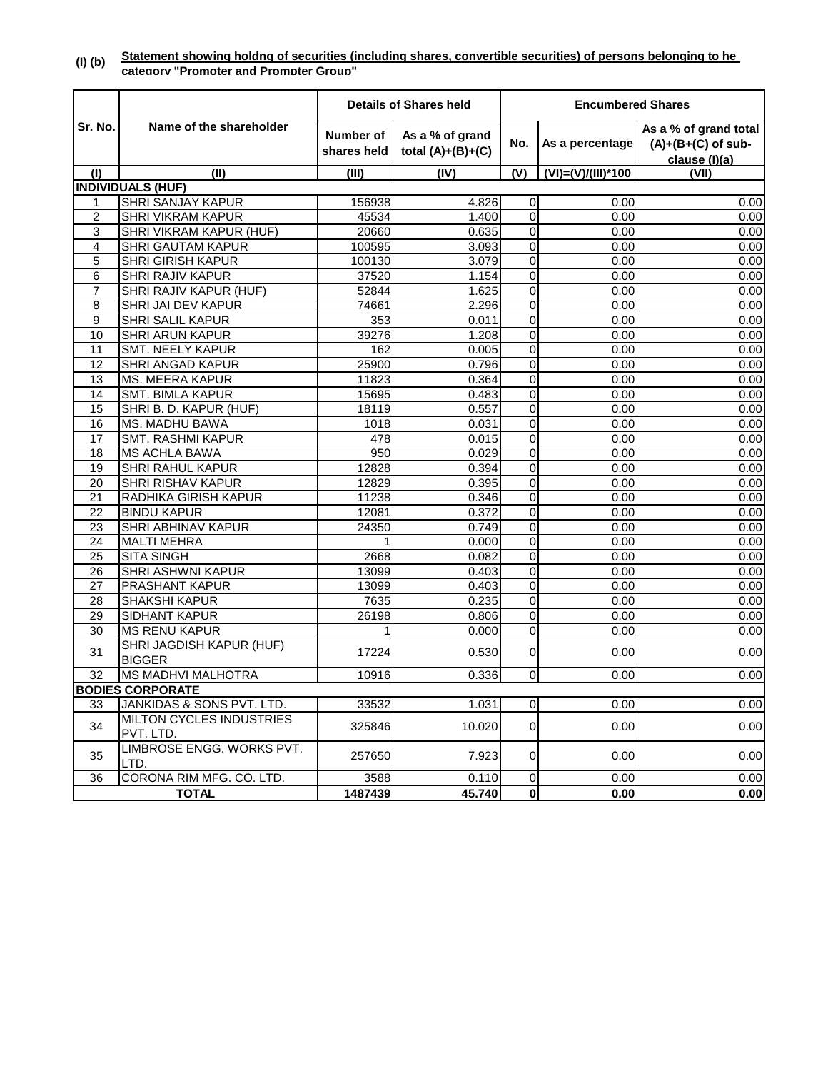**(I) (b)** **Statement showing holdng of securities (including shares, convertible securities) of persons belonging to he category "Promoter and Prompter Group"**

| Sr. No. | Name of the shareholder | Details of Shares held | | Encumbered Shares | | |
|---|---|---|---|---|---|---|
| | | Number of shares held | As a % of grand total (A)+(B)+(C) | No. | As a percentage | As a % of grand total (A)+(B+(C) of sub-clause (I)(a) |
| (I) | (II) | (III) | (IV) | (V) | (VI)=(V)/(III)*100 | (VII) |
| **INDIVIDUALS (HUF)** | | | | | | |
| 1 | SHRI SANJAY KAPUR | 156938 | 4.826 | 0 | 0.00 | 0.00 |
| 2 | SHRI VIKRAM KAPUR | 45534 | 1.400 | 0 | 0.00 | 0.00 |
| 3 | SHRI VIKRAM KAPUR (HUF) | 20660 | 0.635 | 0 | 0.00 | 0.00 |
| 4 | SHRI GAUTAM KAPUR | 100595 | 3.093 | 0 | 0.00 | 0.00 |
| 5 | SHRI GIRISH KAPUR | 100130 | 3.079 | 0 | 0.00 | 0.00 |
| 6 | SHRI RAJIV KAPUR | 37520 | 1.154 | 0 | 0.00 | 0.00 |
| 7 | SHRI RAJIV KAPUR (HUF) | 52844 | 1.625 | 0 | 0.00 | 0.00 |
| 8 | SHRI JAI DEV KAPUR | 74661 | 2.296 | 0 | 0.00 | 0.00 |
| 9 | SHRI SALIL KAPUR | 353 | 0.011 | 0 | 0.00 | 0.00 |
| 10 | SHRI ARUN KAPUR | 39276 | 1.208 | 0 | 0.00 | 0.00 |
| 11 | SMT. NEELY KAPUR | 162 | 0.005 | 0 | 0.00 | 0.00 |
| 12 | SHRI ANGAD KAPUR | 25900 | 0.796 | 0 | 0.00 | 0.00 |
| 13 | MS. MEERA KAPUR | 11823 | 0.364 | 0 | 0.00 | 0.00 |
| 14 | SMT. BIMLA KAPUR | 15695 | 0.483 | 0 | 0.00 | 0.00 |
| 15 | SHRI B. D. KAPUR (HUF) | 18119 | 0.557 | 0 | 0.00 | 0.00 |
| 16 | MS. MADHU BAWA | 1018 | 0.031 | 0 | 0.00 | 0.00 |
| 17 | SMT. RASHMI KAPUR | 478 | 0.015 | 0 | 0.00 | 0.00 |
| 18 | MS ACHLA BAWA | 950 | 0.029 | 0 | 0.00 | 0.00 |
| 19 | SHRI RAHUL KAPUR | 12828 | 0.394 | 0 | 0.00 | 0.00 |
| 20 | SHRI RISHAV KAPUR | 12829 | 0.395 | 0 | 0.00 | 0.00 |
| 21 | RADHIKA GIRISH KAPUR | 11238 | 0.346 | 0 | 0.00 | 0.00 |
| 22 | BINDU KAPUR | 12081 | 0.372 | 0 | 0.00 | 0.00 |
| 23 | SHRI ABHINAV KAPUR | 24350 | 0.749 | 0 | 0.00 | 0.00 |
| 24 | MALTI MEHRA | 1 | 0.000 | 0 | 0.00 | 0.00 |
| 25 | SITA SINGH | 2668 | 0.082 | 0 | 0.00 | 0.00 |
| 26 | SHRI ASHWNI KAPUR | 13099 | 0.403 | 0 | 0.00 | 0.00 |
| 27 | PRASHANT KAPUR | 13099 | 0.403 | 0 | 0.00 | 0.00 |
| 28 | SHAKSHI KAPUR | 7635 | 0.235 | 0 | 0.00 | 0.00 |
| 29 | SIDHANT KAPUR | 26198 | 0.806 | 0 | 0.00 | 0.00 |
| 30 | MS RENU KAPUR | 1 | 0.000 | 0 | 0.00 | 0.00 |
| 31 | SHRI JAGDISH KAPUR (HUF) BIGGER | 17224 | 0.530 | 0 | 0.00 | 0.00 |
| 32 | MS MADHVI MALHOTRA | 10916 | 0.336 | 0 | 0.00 | 0.00 |
| **BODIES CORPORATE** | | | | | | |
| 33 | JANKIDAS & SONS PVT. LTD. | 33532 | 1.031 | 0 | 0.00 | 0.00 |
| 34 | MILTON CYCLES INDUSTRIES PVT. LTD. | 325846 | 10.020 | 0 | 0.00 | 0.00 |
| 35 | LIMBROSE ENGG. WORKS PVT. LTD. | 257650 | 7.923 | 0 | 0.00 | 0.00 |
| 36 | CORONA RIM MFG. CO. LTD. | 3588 | 0.110 | 0 | 0.00 | 0.00 |
| **TOTAL** | | **1487439** | **45.740** | **0** | **0.00** | **0.00** |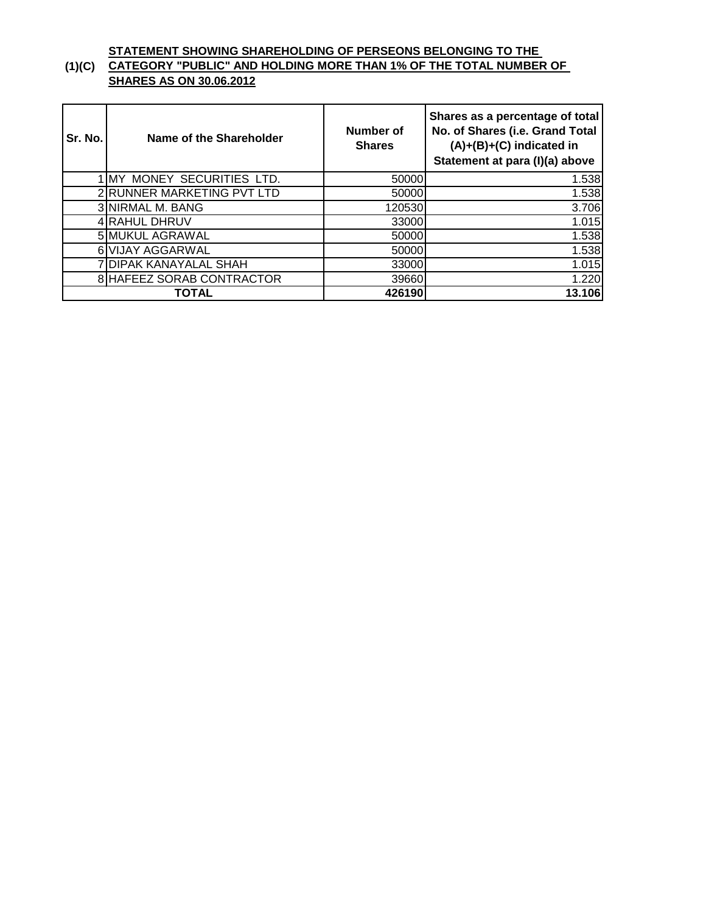**(1)(C)** **STATEMENT SHOWING SHAREHOLDING OF PERSEONS BELONGING TO THE CATEGORY "PUBLIC" AND HOLDING MORE THAN 1% OF THE TOTAL NUMBER OF SHARES AS ON 30.06.2012**

| Sr. No. | Name of the Shareholder | Number of Shares | Shares as a percentage of total No. of Shares (i.e. Grand Total (A)+(B)+(C) indicated in Statement at para (I)(a) above |
|---|---|---|---|
| 1 | MY MONEY SECURITIES LTD. | 50000 | 1.538 |
| 2 | RUNNER MARKETING PVT LTD | 50000 | 1.538 |
| 3 | NIRMAL M. BANG | 120530 | 3.706 |
| 4 | RAHUL DHRUV | 33000 | 1.015 |
| 5 | MUKUL AGRAWAL | 50000 | 1.538 |
| 6 | VIJAY AGGARWAL | 50000 | 1.538 |
| 7 | DIPAK KANAYALAL SHAH | 33000 | 1.015 |
| 8 | HAFEEZ SORAB CONTRACTOR | 39660 | 1.220 |
| **TOTAL** | | **426190** | **13.106** |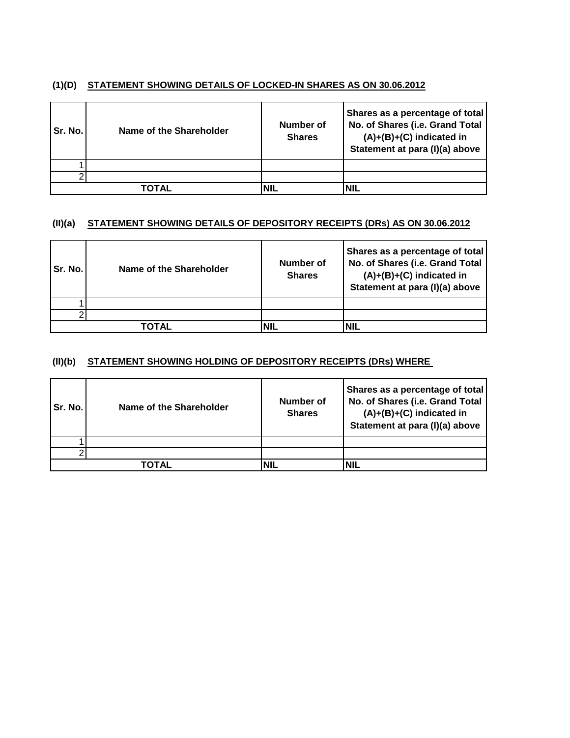**(1)(D) STATEMENT SHOWING DETAILS OF LOCKED-IN SHARES AS ON 30.06.2012**

| Sr. No. | Name of the Shareholder | Number of Shares | Shares as a percentage of total No. of Shares (i.e. Grand Total (A)+(B)+(C) indicated in Statement at para (I)(a) above |
|---|---|---|---|
| 1 | | | |
| 2 | | | |
| TOTAL | | NIL | NIL |

**(II)(a) STATEMENT SHOWING DETAILS OF DEPOSITORY RECEIPTS (DRs) AS ON 30.06.2012**

| Sr. No. | Name of the Shareholder | Number of Shares | Shares as a percentage of total No. of Shares (i.e. Grand Total (A)+(B)+(C) indicated in Statement at para (I)(a) above |
|---|---|---|---|
| 1 | | | |
| 2 | | | |
| TOTAL | | NIL | NIL |

**(II)(b) STATEMENT SHOWING HOLDING OF DEPOSITORY RECEIPTS (DRs) WHERE**

| Sr. No. | Name of the Shareholder | Number of Shares | Shares as a percentage of total No. of Shares (i.e. Grand Total (A)+(B)+(C) indicated in Statement at para (I)(a) above |
|---|---|---|---|
| 1 | | | |
| 2 | | | |
| TOTAL | | NIL | NIL |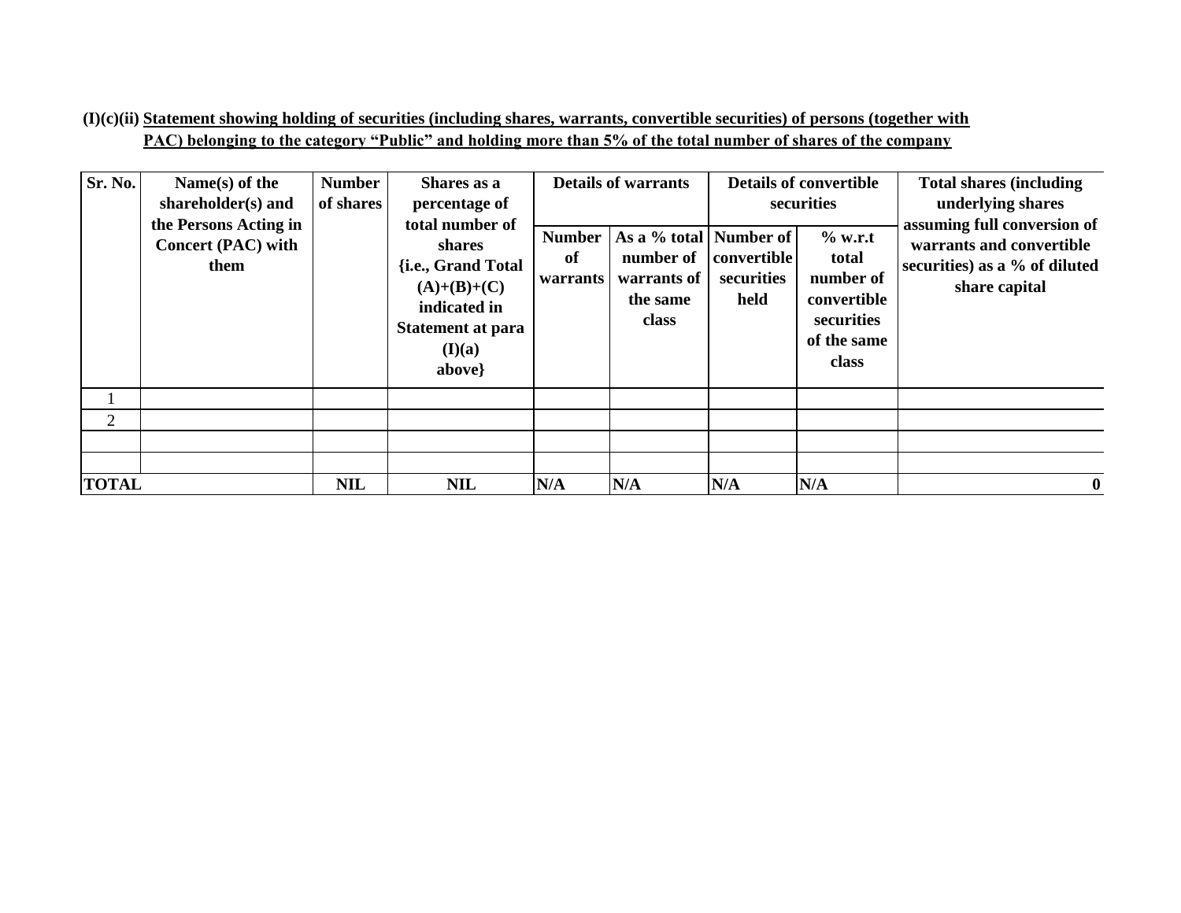**(I)(c)(ii) Statement showing holding of securities (including shares, warrants, convertible securities) of persons (together with PAC) belonging to the category "Public" and holding more than 5% of the total number of shares of the company**

| Sr. No. | Name(s) of the shareholder(s) and the Persons Acting in Concert (PAC) with them | Number of shares | Shares as a percentage of total number of shares {i.e., Grand Total (A)+(B)+(C) indicated in Statement at para (I)(a) above} | Details of warrants | | Details of convertible securities | | Total shares (including underlying shares assuming full conversion of warrants and convertible securities) as a % of diluted share capital |
|---|---|---|---|---|---|---|---|---|
| | | | | Number of warrants | As a % total number of warrants of the same class | Number of convertible securities held | % w.r.t total number of convertible securities of the same class | |
| 1 | | | | | | | | |
| 2 | | | | | | | | |
| | | | | | | | | |
| | | | | | | | | |
| **TOTAL** | | **NIL** | **NIL** | **N/A** | **N/A** | **N/A** | **N/A** | **0** |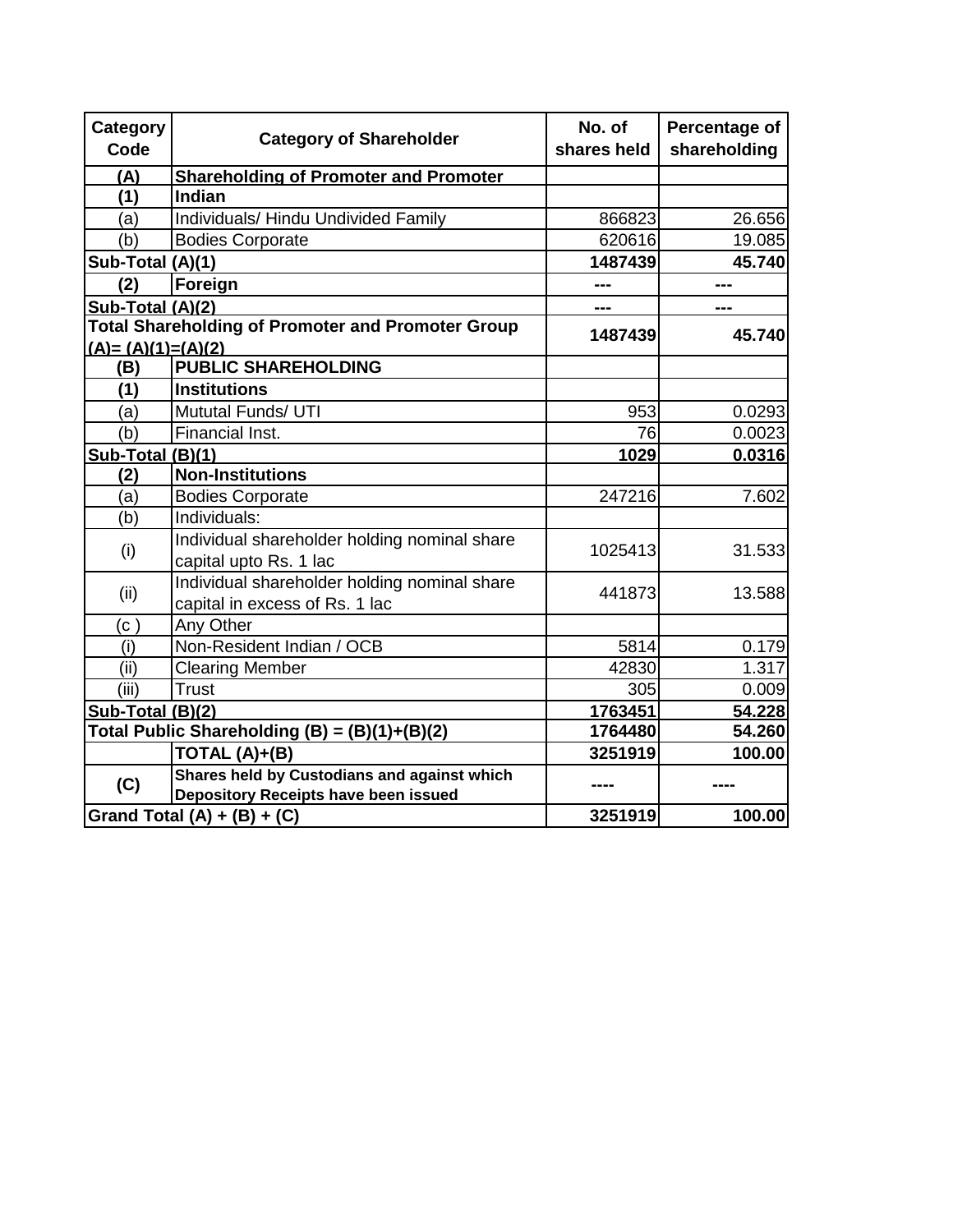| Category Code | Category of Shareholder | No. of shares held | Percentage of shareholding |
|---|---|---|---|
| **(A)** | **Shareholding of Promoter and Promoter** | | |
| **(1)** | **Indian** | | |
| (a) | Individuals/ Hindu Undivided Family | 866823 | 26.656 |
| (b) | Bodies Corporate | 620616 | 19.085 |
| **Sub-Total (A)(1)** | | **1487439** | **45.740** |
| **(2)** | **Foreign** | **---** | **---** |
| **Sub-Total (A)(2)** | | **---** | **---** |
| **Total Shareholding of Promoter and Promoter Group (A)= (A)(1)=(A)(2)** | | **1487439** | **45.740** |
| **(B)** | **PUBLIC SHAREHOLDING** | | |
| **(1)** | **Institutions** | | |
| (a) | Mututal Funds/ UTI | 953 | 0.0293 |
| (b) | Financial Inst. | 76 | 0.0023 |
| **Sub-Total (B)(1)** | | **1029** | **0.0316** |
| **(2)** | **Non-Institutions** | | |
| (a) | Bodies Corporate | 247216 | 7.602 |
| (b) | Individuals: | | |
| (i) | Individual shareholder holding nominal share capital upto Rs. 1 lac | 1025413 | 31.533 |
| (ii) | Individual shareholder holding nominal share capital in excess of Rs. 1 lac | 441873 | 13.588 |
| (c ) | Any Other | | |
| (i) | Non-Resident Indian / OCB | 5814 | 0.179 |
| (ii) | Clearing Member | 42830 | 1.317 |
| (iii) | Trust | 305 | 0.009 |
| **Sub-Total (B)(2)** | | **1763451** | **54.228** |
| **Total Public Shareholding (B) = (B)(1)+(B)(2)** | | **1764480** | **54.260** |
| | **TOTAL (A)+(B)** | **3251919** | **100.00** |
| **(C)** | **Shares held by Custodians and against which Depository Receipts have been issued** | **----** | **----** |
| **Grand Total (A) + (B) + (C)** | | **3251919** | **100.00** |